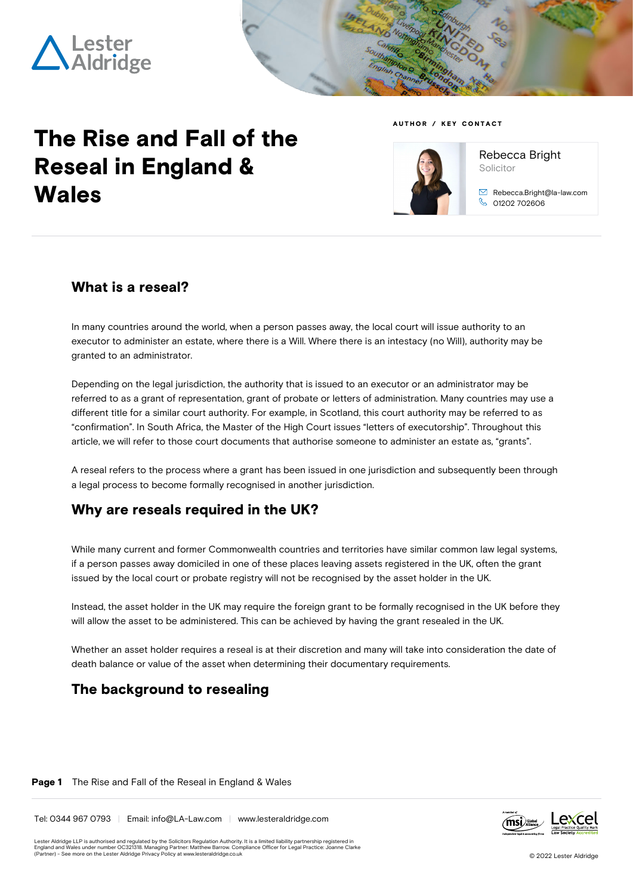# The Rise and Fall of the Reseal in England & Wales

**AUTHOR / KEY CONTACT**

Rebecca Bright
Solicitor

Rebecca.Bright@la-law.com
01202 702606

## What is a reseal?

In many countries around the world, when a person passes away, the local court will issue authority to an executor to administer an estate, where there is a Will. Where there is an intestacy (no Will), authority may be granted to an administrator.

Depending on the legal jurisdiction, the authority that is issued to an executor or an administrator may be referred to as a grant of representation, grant of probate or letters of administration. Many countries may use a different title for a similar court authority. For example, in Scotland, this court authority may be referred to as "confirmation". In South Africa, the Master of the High Court issues "letters of executorship". Throughout this article, we will refer to those court documents that authorise someone to administer an estate as, "grants".

A reseal refers to the process where a grant has been issued in one jurisdiction and subsequently been through a legal process to become formally recognised in another jurisdiction.

## Why are reseals required in the UK?

While many current and former Commonwealth countries and territories have similar common law legal systems, if a person passes away domiciled in one of these places leaving assets registered in the UK, often the grant issued by the local court or probate registry will not be recognised by the asset holder in the UK.

Instead, the asset holder in the UK may require the foreign grant to be formally recognised in the UK before they will allow the asset to be administered. This can be achieved by having the grant resealed in the UK.

Whether an asset holder requires a reseal is at their discretion and many will take into consideration the date of death balance or value of the asset when determining their documentary requirements.

## The background to resealing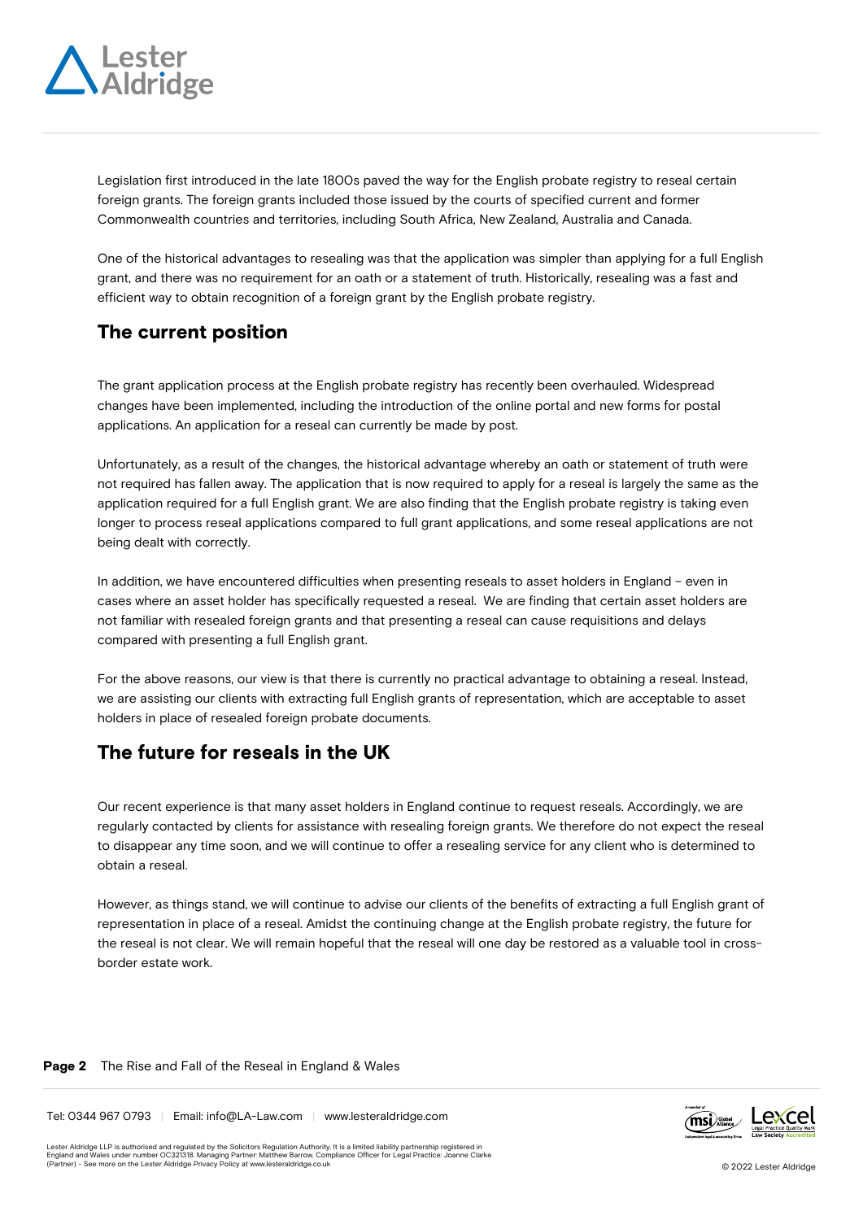Legislation first introduced in the late 1800s paved the way for the English probate registry to reseal certain foreign grants. The foreign grants included those issued by the courts of specified current and former Commonwealth countries and territories, including South Africa, New Zealand, Australia and Canada.

One of the historical advantages to resealing was that the application was simpler than applying for a full English grant, and there was no requirement for an oath or a statement of truth. Historically, resealing was a fast and efficient way to obtain recognition of a foreign grant by the English probate registry.

## The current position

The grant application process at the English probate registry has recently been overhauled. Widespread changes have been implemented, including the introduction of the online portal and new forms for postal applications. An application for a reseal can currently be made by post.

Unfortunately, as a result of the changes, the historical advantage whereby an oath or statement of truth were not required has fallen away. The application that is now required to apply for a reseal is largely the same as the application required for a full English grant. We are also finding that the English probate registry is taking even longer to process reseal applications compared to full grant applications, and some reseal applications are not being dealt with correctly.

In addition, we have encountered difficulties when presenting reseals to asset holders in England – even in cases where an asset holder has specifically requested a reseal. We are finding that certain asset holders are not familiar with resealed foreign grants and that presenting a reseal can cause requisitions and delays compared with presenting a full English grant.

For the above reasons, our view is that there is currently no practical advantage to obtaining a reseal. Instead, we are assisting our clients with extracting full English grants of representation, which are acceptable to asset holders in place of resealed foreign probate documents.

## The future for reseals in the UK

Our recent experience is that many asset holders in England continue to request reseals. Accordingly, we are regularly contacted by clients for assistance with resealing foreign grants. We therefore do not expect the reseal to disappear any time soon, and we will continue to offer a resealing service for any client who is determined to obtain a reseal.

However, as things stand, we will continue to advise our clients of the benefits of extracting a full English grant of representation in place of a reseal. Amidst the continuing change at the English probate registry, the future for the reseal is not clear. We will remain hopeful that the reseal will one day be restored as a valuable tool in cross-border estate work.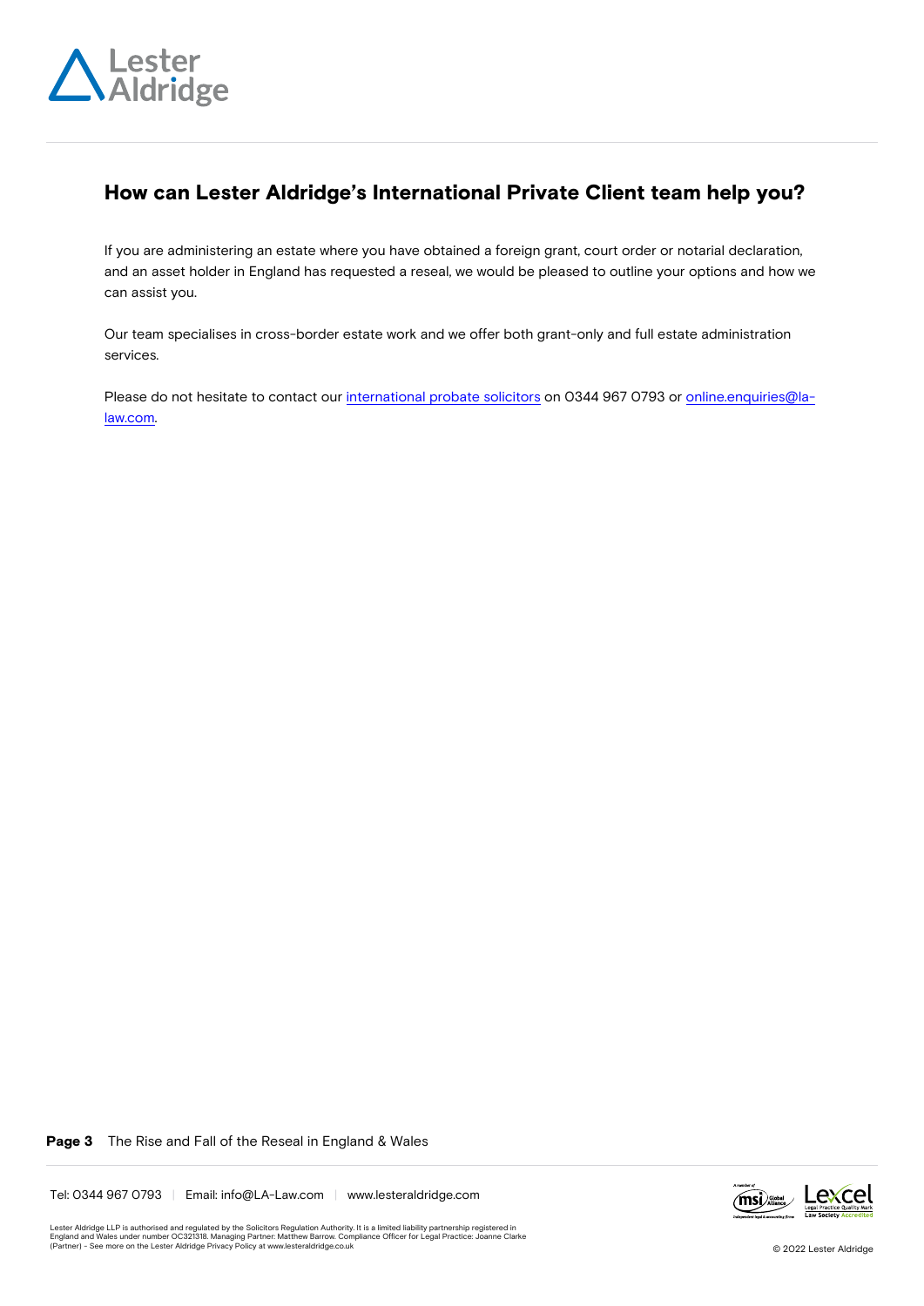## How can Lester Aldridge's International Private Client team help you?

If you are administering an estate where you have obtained a foreign grant, court order or notarial declaration, and an asset holder in England has requested a reseal, we would be pleased to outline your options and how we can assist you.

Our team specialises in cross-border estate work and we offer both grant-only and full estate administration services.

Please do not hesitate to contact our international probate solicitors on 0344 967 0793 or online.enquiries@la-law.com.